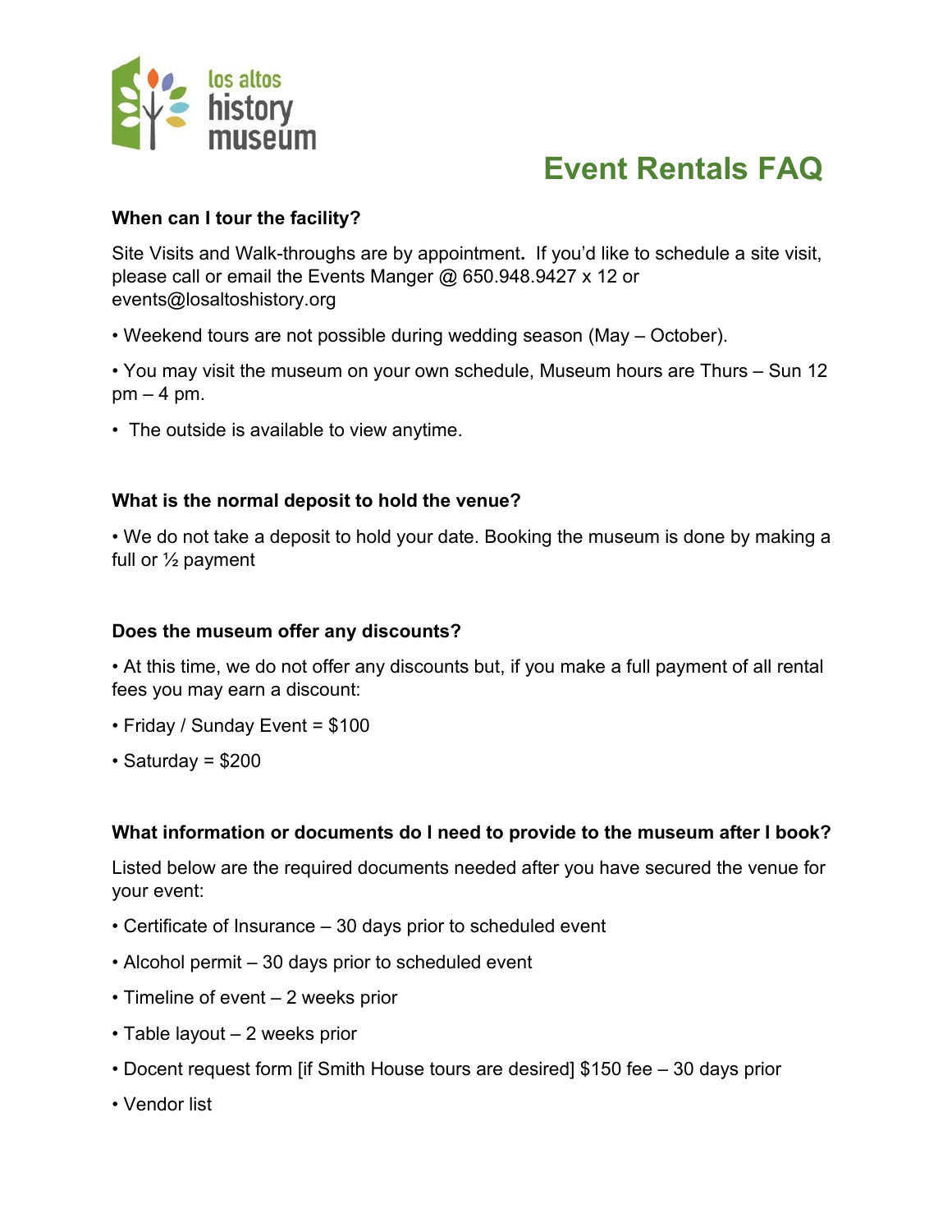los altos history museum

# Event Rentals FAQ

**When can I tour the facility?**

Site Visits and Walk-throughs are by appointment**.** If you'd like to schedule a site visit, please call or email the Events Manger @ 650.948.9427 x 12 or events@losaltoshistory.org

• Weekend tours are not possible during wedding season (May – October).

• You may visit the museum on your own schedule, Museum hours are Thurs – Sun 12 pm – 4 pm.

• The outside is available to view anytime.

**What is the normal deposit to hold the venue?**

• We do not take a deposit to hold your date. Booking the museum is done by making a full or ½ payment

**Does the museum offer any discounts?**

• At this time, we do not offer any discounts but, if you make a full payment of all rental fees you may earn a discount:

• Friday / Sunday Event = $100

• Saturday = $200

**What information or documents do I need to provide to the museum after I book?**

Listed below are the required documents needed after you have secured the venue for your event:

• Certificate of Insurance – 30 days prior to scheduled event

• Alcohol permit – 30 days prior to scheduled event

• Timeline of event – 2 weeks prior

• Table layout – 2 weeks prior

• Docent request form [if Smith House tours are desired] $150 fee – 30 days prior

• Vendor list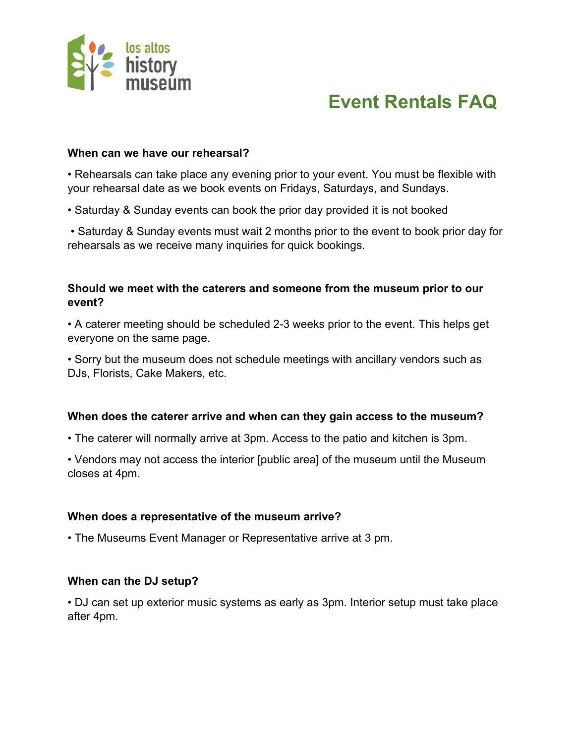los altos history museum

# Event Rentals FAQ

**When can we have our rehearsal?**

• Rehearsals can take place any evening prior to your event. You must be flexible with your rehearsal date as we book events on Fridays, Saturdays, and Sundays.

• Saturday & Sunday events can book the prior day provided it is not booked

• Saturday & Sunday events must wait 2 months prior to the event to book prior day for rehearsals as we receive many inquiries for quick bookings.

**Should we meet with the caterers and someone from the museum prior to our event?**

• A caterer meeting should be scheduled 2-3 weeks prior to the event. This helps get everyone on the same page.

• Sorry but the museum does not schedule meetings with ancillary vendors such as DJs, Florists, Cake Makers, etc.

**When does the caterer arrive and when can they gain access to the museum?**

• The caterer will normally arrive at 3pm. Access to the patio and kitchen is 3pm.

• Vendors may not access the interior [public area] of the museum until the Museum closes at 4pm.

**When does a representative of the museum arrive?**

• The Museums Event Manager or Representative arrive at 3 pm.

**When can the DJ setup?**

• DJ can set up exterior music systems as early as 3pm. Interior setup must take place after 4pm.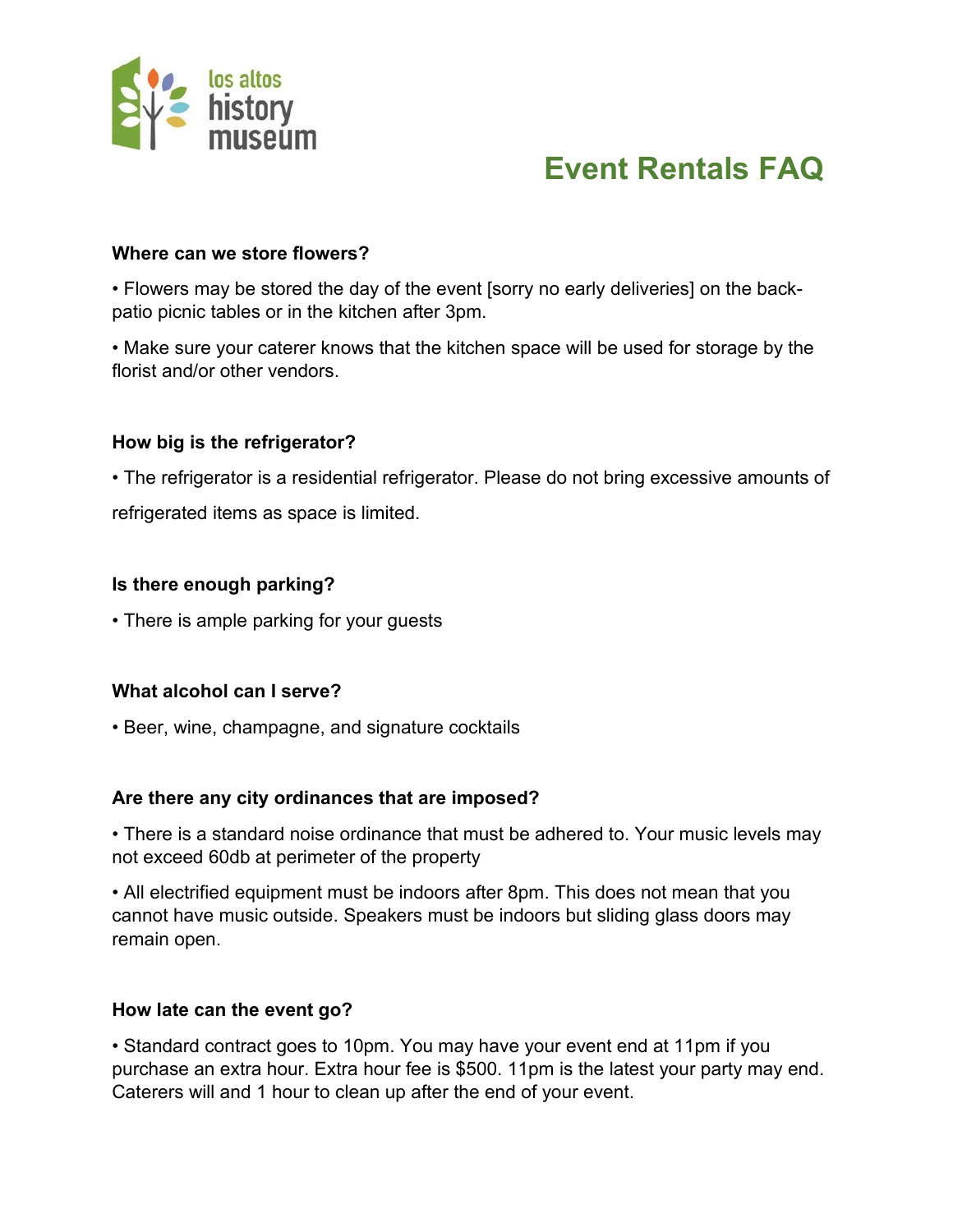los altos history museum

# Event Rentals FAQ

**Where can we store flowers?**

• Flowers may be stored the day of the event [sorry no early deliveries] on the back-patio picnic tables or in the kitchen after 3pm.

• Make sure your caterer knows that the kitchen space will be used for storage by the florist and/or other vendors.

**How big is the refrigerator?**

• The refrigerator is a residential refrigerator. Please do not bring excessive amounts of refrigerated items as space is limited.

**Is there enough parking?**

• There is ample parking for your guests

**What alcohol can I serve?**

• Beer, wine, champagne, and signature cocktails

**Are there any city ordinances that are imposed?**

• There is a standard noise ordinance that must be adhered to. Your music levels may not exceed 60db at perimeter of the property

• All electrified equipment must be indoors after 8pm. This does not mean that you cannot have music outside. Speakers must be indoors but sliding glass doors may remain open.

**How late can the event go?**

• Standard contract goes to 10pm. You may have your event end at 11pm if you purchase an extra hour. Extra hour fee is $500. 11pm is the latest your party may end. Caterers will and 1 hour to clean up after the end of your event.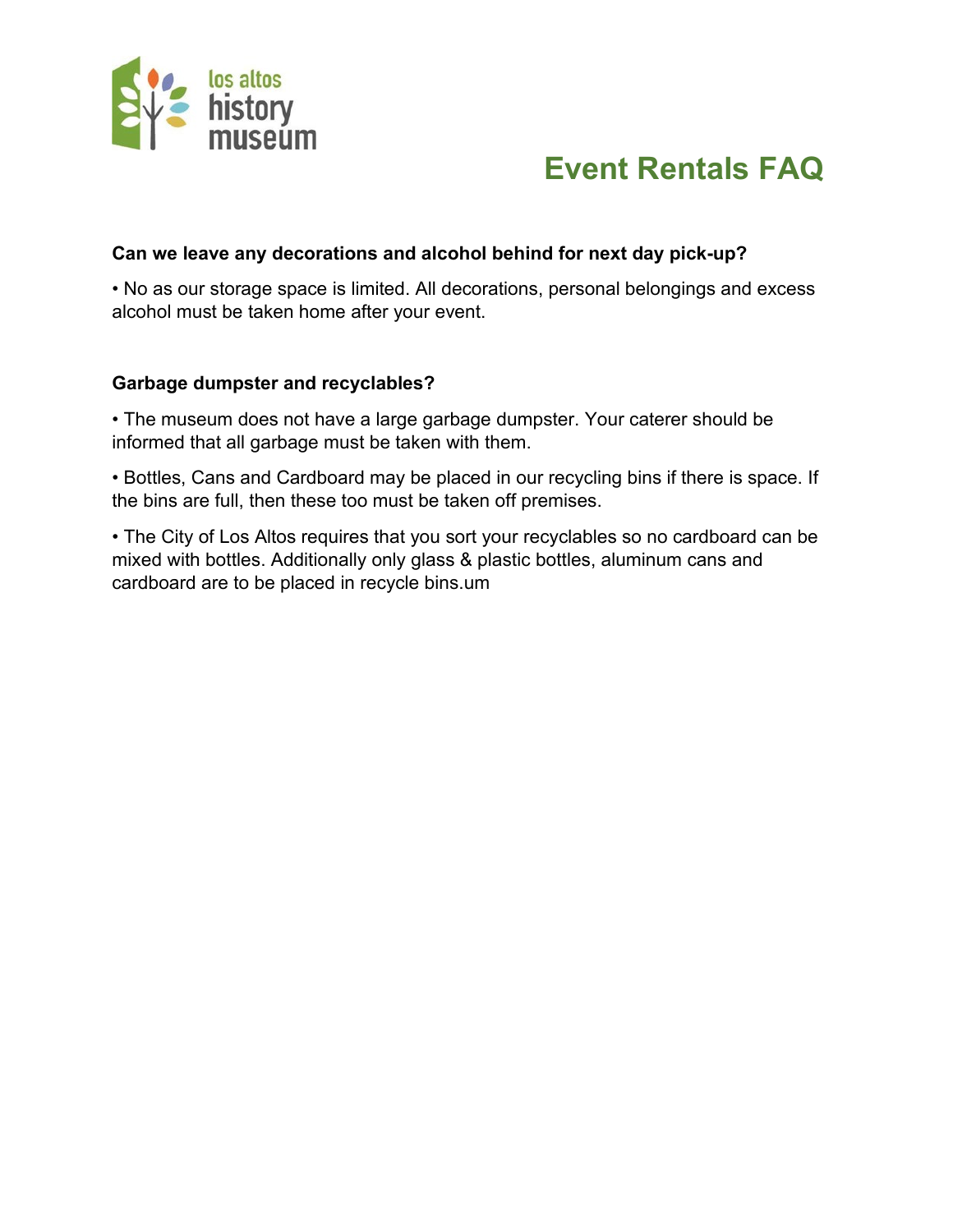# Event Rentals FAQ

**Can we leave any decorations and alcohol behind for next day pick-up?**

• No as our storage space is limited. All decorations, personal belongings and excess alcohol must be taken home after your event.

**Garbage dumpster and recyclables?**

• The museum does not have a large garbage dumpster. Your caterer should be informed that all garbage must be taken with them.

• Bottles, Cans and Cardboard may be placed in our recycling bins if there is space. If the bins are full, then these too must be taken off premises.

• The City of Los Altos requires that you sort your recyclables so no cardboard can be mixed with bottles. Additionally only glass & plastic bottles, aluminum cans and cardboard are to be placed in recycle bins.um